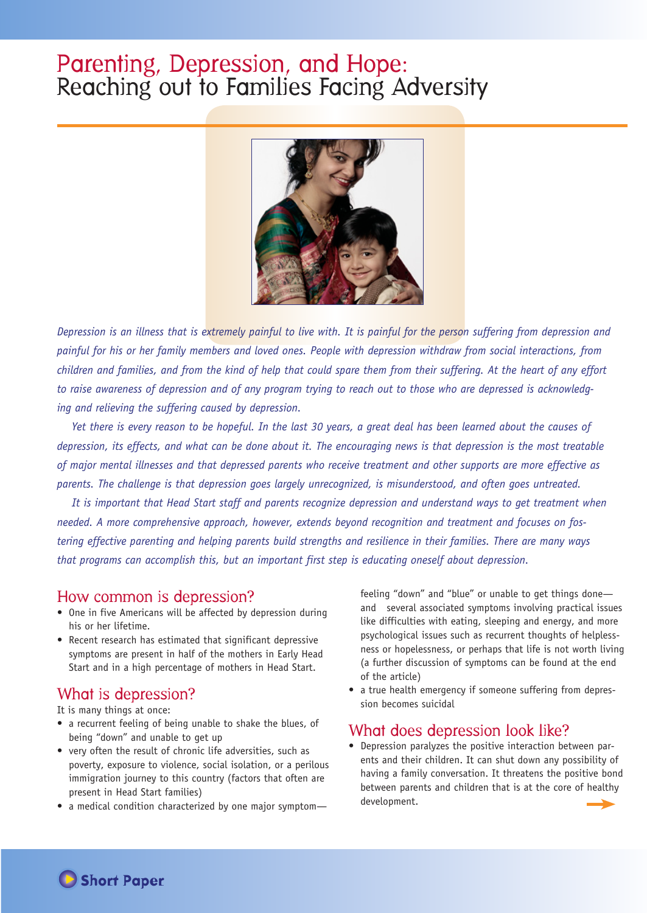# Parenting, Depression, and Hope:
## Reaching out to Families Facing Adversity

*Depression is an illness that is extremely painful to live with. It is painful for the person suffering from depression and painful for his or her family members and loved ones. People with depression withdraw from social interactions, from children and families, and from the kind of help that could spare them from their suffering. At the heart of any effort to raise awareness of depression and of any program trying to reach out to those who are depressed is acknowledging and relieving the suffering caused by depression.*

*Yet there is every reason to be hopeful. In the last 30 years, a great deal has been learned about the causes of depression, its effects, and what can be done about it. The encouraging news is that depression is the most treatable of major mental illnesses and that depressed parents who receive treatment and other supports are more effective as parents. The challenge is that depression goes largely unrecognized, is misunderstood, and often goes untreated.*

*It is important that Head Start staff and parents recognize depression and understand ways to get treatment when needed. A more comprehensive approach, however, extends beyond recognition and treatment and focuses on fostering effective parenting and helping parents build strengths and resilience in their families. There are many ways that programs can accomplish this, but an important first step is educating oneself about depression.*

## How common is depression?

- One in five Americans will be affected by depression during his or her lifetime.
- Recent research has estimated that significant depressive symptoms are present in half of the mothers in Early Head Start and in a high percentage of mothers in Head Start.

## What is depression?

It is many things at once:

- a recurrent feeling of being unable to shake the blues, of being "down" and unable to get up
- very often the result of chronic life adversities, such as poverty, exposure to violence, social isolation, or a perilous immigration journey to this country (factors that often are present in Head Start families)
- a medical condition characterized by one major symptom—feeling "down" and "blue" or unable to get things done—and several associated symptoms involving practical issues like difficulties with eating, sleeping and energy, and more psychological issues such as recurrent thoughts of helplessness or hopelessness, or perhaps that life is not worth living (a further discussion of symptoms can be found at the end of the article)
- a true health emergency if someone suffering from depression becomes suicidal

## What does depression look like?

- Depression paralyzes the positive interaction between parents and their children. It can shut down any possibility of having a family conversation. It threatens the positive bond between parents and children that is at the core of healthy development.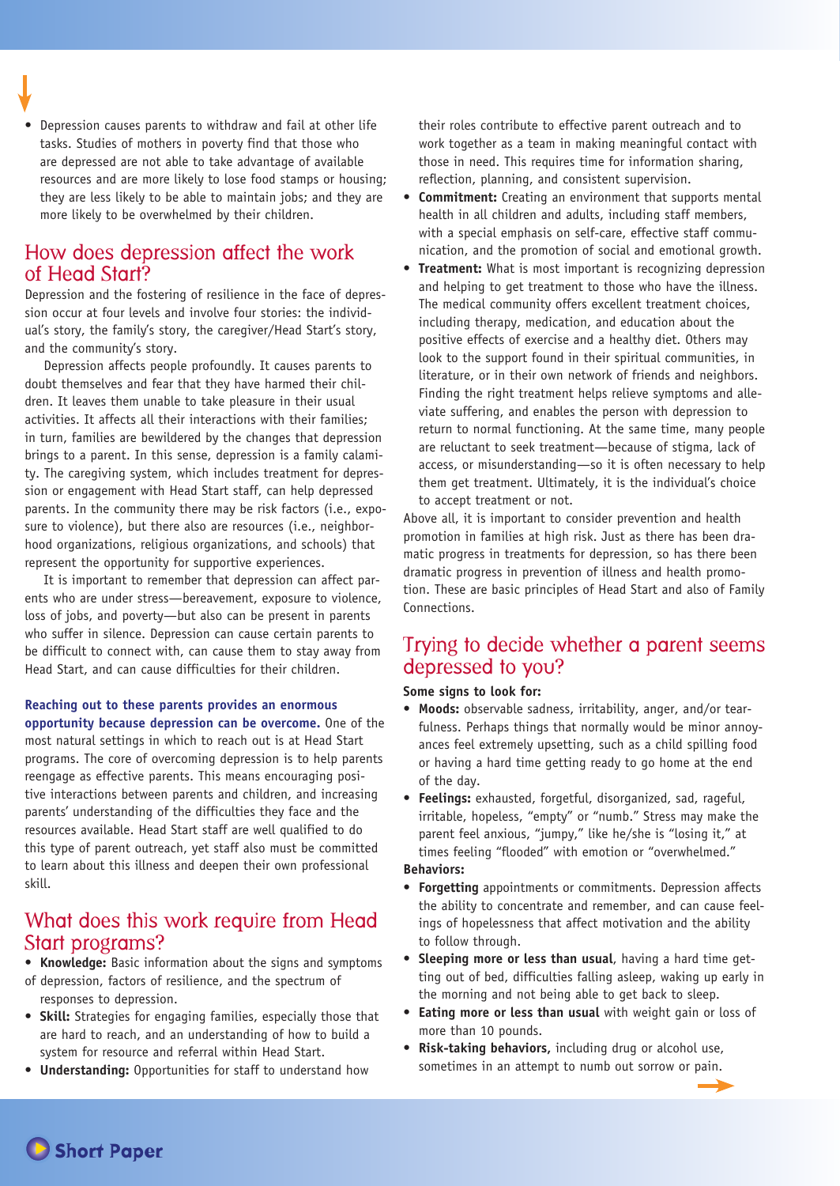- Depression causes parents to withdraw and fail at other life tasks. Studies of mothers in poverty find that those who are depressed are not able to take advantage of available resources and are more likely to lose food stamps or housing; they are less likely to be able to maintain jobs; and they are more likely to be overwhelmed by their children.

## How does depression affect the work of Head Start?

Depression and the fostering of resilience in the face of depression occur at four levels and involve four stories: the individual's story, the family's story, the caregiver/Head Start's story, and the community's story.

Depression affects people profoundly. It causes parents to doubt themselves and fear that they have harmed their children. It leaves them unable to take pleasure in their usual activities. It affects all their interactions with their families; in turn, families are bewildered by the changes that depression brings to a parent. In this sense, depression is a family calamity. The caregiving system, which includes treatment for depression or engagement with Head Start staff, can help depressed parents. In the community there may be risk factors (i.e., exposure to violence), but there also are resources (i.e., neighborhood organizations, religious organizations, and schools) that represent the opportunity for supportive experiences.

It is important to remember that depression can affect parents who are under stress—bereavement, exposure to violence, loss of jobs, and poverty—but also can be present in parents who suffer in silence. Depression can cause certain parents to be difficult to connect with, can cause them to stay away from Head Start, and can cause difficulties for their children.

**Reaching out to these parents provides an enormous opportunity because depression can be overcome.** One of the most natural settings in which to reach out is at Head Start programs. The core of overcoming depression is to help parents reengage as effective parents. This means encouraging positive interactions between parents and children, and increasing parents' understanding of the difficulties they face and the resources available. Head Start staff are well qualified to do this type of parent outreach, yet staff also must be committed to learn about this illness and deepen their own professional skill.

## What does this work require from Head Start programs?

- **Knowledge:** Basic information about the signs and symptoms of depression, factors of resilience, and the spectrum of responses to depression.
- **Skill:** Strategies for engaging families, especially those that are hard to reach, and an understanding of how to build a system for resource and referral within Head Start.
- **Understanding:** Opportunities for staff to understand how their roles contribute to effective parent outreach and to work together as a team in making meaningful contact with those in need. This requires time for information sharing, reflection, planning, and consistent supervision.
- **Commitment:** Creating an environment that supports mental health in all children and adults, including staff members, with a special emphasis on self-care, effective staff communication, and the promotion of social and emotional growth.
- **Treatment:** What is most important is recognizing depression and helping to get treatment to those who have the illness. The medical community offers excellent treatment choices, including therapy, medication, and education about the positive effects of exercise and a healthy diet. Others may look to the support found in their spiritual communities, in literature, or in their own network of friends and neighbors. Finding the right treatment helps relieve symptoms and alleviate suffering, and enables the person with depression to return to normal functioning. At the same time, many people are reluctant to seek treatment—because of stigma, lack of access, or misunderstanding—so it is often necessary to help them get treatment. Ultimately, it is the individual's choice to accept treatment or not.

Above all, it is important to consider prevention and health promotion in families at high risk. Just as there has been dramatic progress in treatments for depression, so has there been dramatic progress in prevention of illness and health promotion. These are basic principles of Head Start and also of Family Connections.

## Trying to decide whether a parent seems depressed to you?

**Some signs to look for:**

- **Moods:** observable sadness, irritability, anger, and/or tearfulness. Perhaps things that normally would be minor annoyances feel extremely upsetting, such as a child spilling food or having a hard time getting ready to go home at the end of the day.
- **Feelings:** exhausted, forgetful, disorganized, sad, rageful, irritable, hopeless, "empty" or "numb." Stress may make the parent feel anxious, "jumpy," like he/she is "losing it," at times feeling "flooded" with emotion or "overwhelmed."

**Behaviors:**

- **Forgetting** appointments or commitments. Depression affects the ability to concentrate and remember, and can cause feelings of hopelessness that affect motivation and the ability to follow through.
- **Sleeping more or less than usual**, having a hard time getting out of bed, difficulties falling asleep, waking up early in the morning and not being able to get back to sleep.
- **Eating more or less than usual** with weight gain or loss of more than 10 pounds.
- **Risk-taking behaviors,** including drug or alcohol use, sometimes in an attempt to numb out sorrow or pain.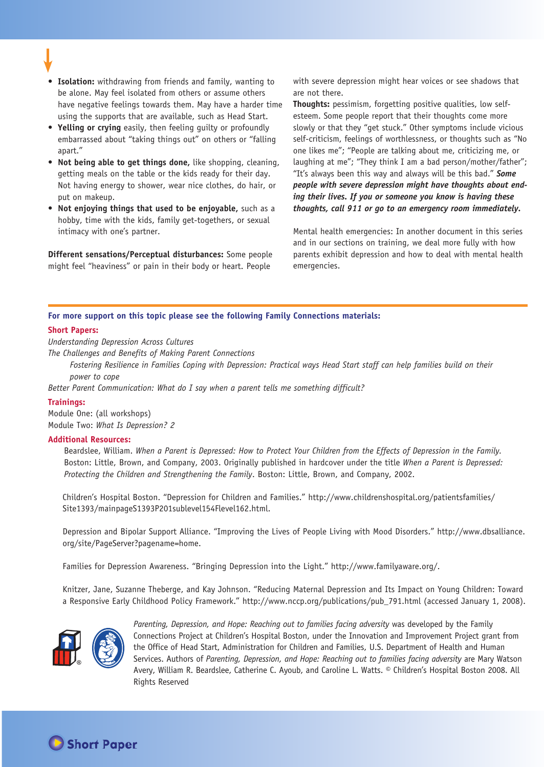- **Isolation:** withdrawing from friends and family, wanting to be alone. May feel isolated from others or assume others have negative feelings towards them. May have a harder time using the supports that are available, such as Head Start.
- **Yelling or crying** easily, then feeling guilty or profoundly embarrassed about "taking things out" on others or "falling apart."
- **Not being able to get things done,** like shopping, cleaning, getting meals on the table or the kids ready for their day. Not having energy to shower, wear nice clothes, do hair, or put on makeup.
- **Not enjoying things that used to be enjoyable,** such as a hobby, time with the kids, family get-togethers, or sexual intimacy with one's partner.

**Different sensations/Perceptual disturbances:** Some people might feel "heaviness" or pain in their body or heart. People with severe depression might hear voices or see shadows that are not there.

**Thoughts:** pessimism, forgetting positive qualities, low self-esteem. Some people report that their thoughts come more slowly or that they "get stuck." Other symptoms include vicious self-criticism, feelings of worthlessness, or thoughts such as "No one likes me"; "People are talking about me, criticizing me, or laughing at me"; "They think I am a bad person/mother/father"; "It's always been this way and always will be this bad." ***Some people with severe depression might have thoughts about ending their lives. If you or someone you know is having these thoughts, call 911 or go to an emergency room immediately.***

Mental health emergencies: In another document in this series and in our sections on training, we deal more fully with how parents exhibit depression and how to deal with mental health emergencies.

**For more support on this topic please see the following Family Connections materials:**

**Short Papers:**

*Understanding Depression Across Cultures*

*The Challenges and Benefits of Making Parent Connections*

*Fostering Resilience in Families Coping with Depression: Practical ways Head Start staff can help families build on their power to cope*

*Better Parent Communication: What do I say when a parent tells me something difficult?*

**Trainings:**

Module One: (all workshops)

Module Two: *What Is Depression? 2*

**Additional Resources:**

Beardslee, William. *When a Parent is Depressed: How to Protect Your Children from the Effects of Depression in the Family.* Boston: Little, Brown, and Company, 2003. Originally published in hardcover under the title *When a Parent is Depressed: Protecting the Children and Strengthening the Family*. Boston: Little, Brown, and Company, 2002.

Children's Hospital Boston. "Depression for Children and Families." http://www.childrenshospital.org/patientsfamilies/Site1393/mainpageS1393P201sublevel154Flevel162.html.

Depression and Bipolar Support Alliance. "Improving the Lives of People Living with Mood Disorders." http://www.dbsalliance.org/site/PageServer?pagename=home.

Families for Depression Awareness. "Bringing Depression into the Light." http://www.familyaware.org/.

Knitzer, Jane, Suzanne Theberge, and Kay Johnson. "Reducing Maternal Depression and Its Impact on Young Children: Toward a Responsive Early Childhood Policy Framework." http://www.nccp.org/publications/pub_791.html (accessed January 1, 2008).

*Parenting, Depression, and Hope: Reaching out to families facing adversity* was developed by the Family Connections Project at Children's Hospital Boston, under the Innovation and Improvement Project grant from the Office of Head Start, Administration for Children and Families, U.S. Department of Health and Human Services. Authors of *Parenting, Depression, and Hope: Reaching out to families facing adversity* are Mary Watson Avery, William R. Beardslee, Catherine C. Ayoub, and Caroline L. Watts. © Children's Hospital Boston 2008. All Rights Reserved